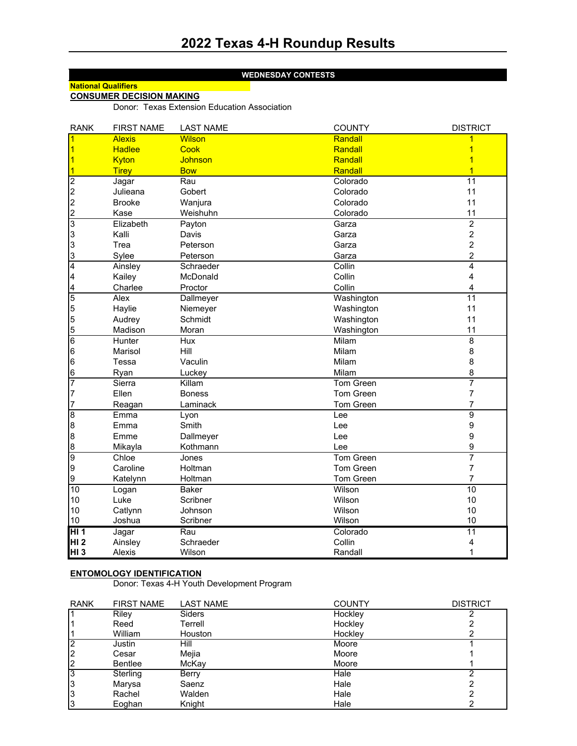# 2022 Texas 4-H Roundup Results

## WEDNESDAY CONTESTS

**National Qualifiers**

### CONSUMER DECISION MAKING

Donor: Texas Extension Education Association

| RANK | FIRST NAME | LAST NAME | COUNTY | DISTRICT |
|---|---|---|---|---|
| 1 | Alexis | Wilson | Randall | 1 |
| 1 | Hadlee | Cook | Randall | 1 |
| 1 | Kyton | Johnson | Randall | 1 |
| 1 | Tirey | Bow | Randall | 1 |
| 2 | Jagar | Rau | Colorado | 11 |
| 2 | Julieana | Gobert | Colorado | 11 |
| 2 | Brooke | Wanjura | Colorado | 11 |
| 2 | Kase | Weishuhn | Colorado | 11 |
| 3 | Elizabeth | Payton | Garza | 2 |
| 3 | Kalli | Davis | Garza | 2 |
| 3 | Trea | Peterson | Garza | 2 |
| 3 | Sylee | Peterson | Garza | 2 |
| 4 | Ainsley | Schraeder | Collin | 4 |
| 4 | Kailey | McDonald | Collin | 4 |
| 4 | Charlee | Proctor | Collin | 4 |
| 5 | Alex | Dallmeyer | Washington | 11 |
| 5 | Haylie | Niemeyer | Washington | 11 |
| 5 | Audrey | Schmidt | Washington | 11 |
| 5 | Madison | Moran | Washington | 11 |
| 6 | Hunter | Hux | Milam | 8 |
| 6 | Marisol | Hill | Milam | 8 |
| 6 | Tessa | Vaculin | Milam | 8 |
| 6 | Ryan | Luckey | Milam | 8 |
| 7 | Sierra | Killam | Tom Green | 7 |
| 7 | Ellen | Boness | Tom Green | 7 |
| 7 | Reagan | Laminack | Tom Green | 7 |
| 8 | Emma | Lyon | Lee | 9 |
| 8 | Emma | Smith | Lee | 9 |
| 8 | Emme | Dallmeyer | Lee | 9 |
| 8 | Mikayla | Kothmann | Lee | 9 |
| 9 | Chloe | Jones | Tom Green | 7 |
| 9 | Caroline | Holtman | Tom Green | 7 |
| 9 | Katelynn | Holtman | Tom Green | 7 |
| 10 | Logan | Baker | Wilson | 10 |
| 10 | Luke | Scribner | Wilson | 10 |
| 10 | Catlynn | Johnson | Wilson | 10 |
| 10 | Joshua | Scribner | Wilson | 10 |
| **HI 1** | Jagar | Rau | Colorado | 11 |
| **HI 2** | Ainsley | Schraeder | Collin | 4 |
| **HI 3** | Alexis | Wilson | Randall | 1 |

### ENTOMOLOGY IDENTIFICATION

Donor: Texas 4-H Youth Development Program

| RANK | FIRST NAME | LAST NAME | COUNTY | DISTRICT |
|---|---|---|---|---|
| 1 | Riley | Siders | Hockley | 2 |
| 1 | Reed | Terrell | Hockley | 2 |
| 1 | William | Houston | Hockley | 2 |
| 2 | Justin | Hill | Moore | 1 |
| 2 | Cesar | Mejia | Moore | 1 |
| 2 | Bentlee | McKay | Moore | 1 |
| 3 | Sterling | Berry | Hale | 2 |
| 3 | Marysa | Saenz | Hale | 2 |
| 3 | Rachel | Walden | Hale | 2 |
| 3 | Eoghan | Knight | Hale | 2 |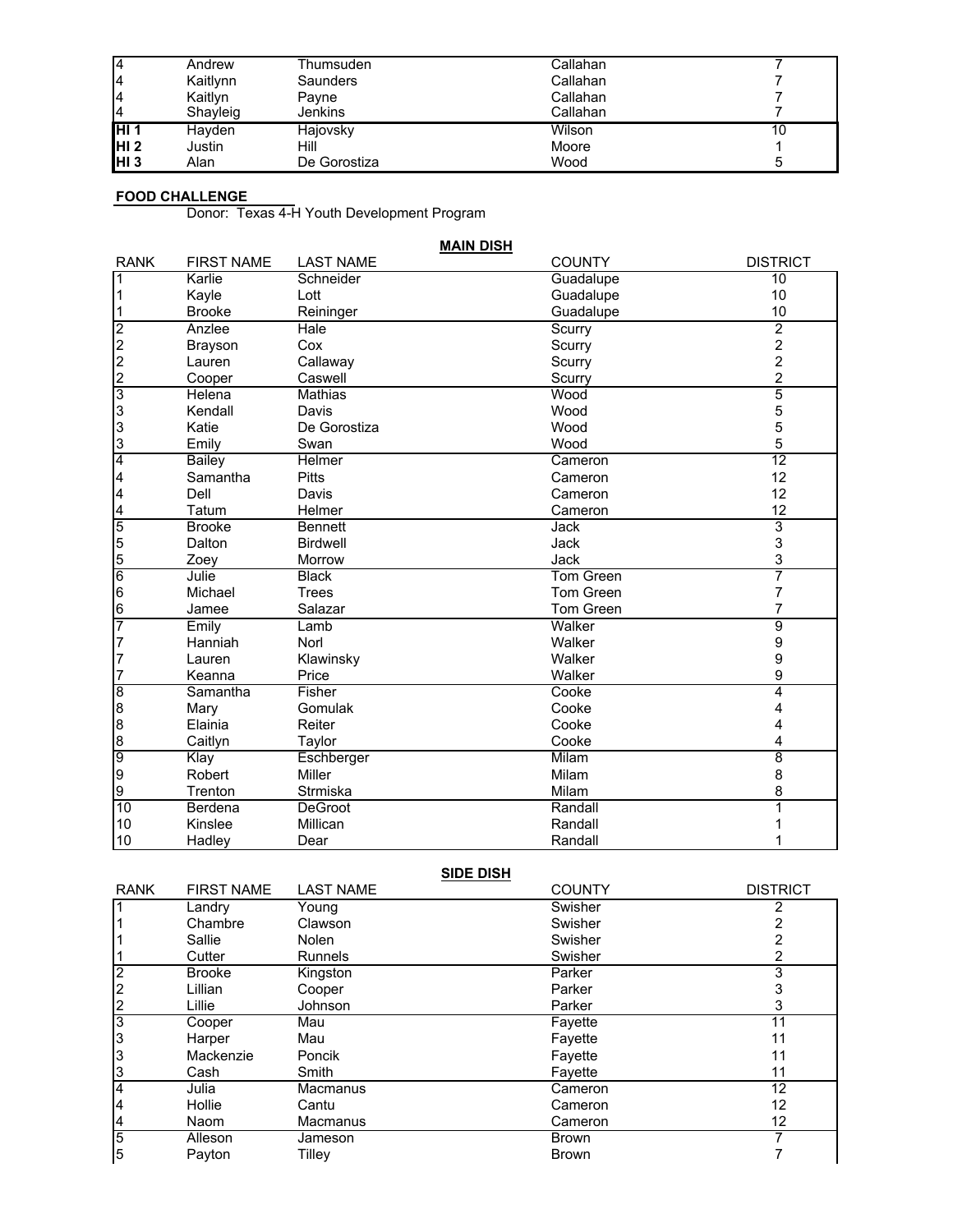| | | | | |
|---|---|---|---|---|
| 4 | Andrew | Thumsuden | Callahan | 7 |
| 4 | Kaitlynn | Saunders | Callahan | 7 |
| 4 | Kaitlyn | Payne | Callahan | 7 |
| 4 | Shayleig | Jenkins | Callahan | 7 |
| **HI 1** | Hayden | Hajovsky | Wilson | 10 |
| **HI 2** | Justin | Hill | Moore | 1 |
| **HI 3** | Alan | De Gorostiza | Wood | 5 |

**FOOD CHALLENGE**

Donor: Texas 4-H Youth Development Program

**MAIN DISH**

| RANK | FIRST NAME | LAST NAME | COUNTY | DISTRICT |
|---|---|---|---|---|
| 1 | Karlie | Schneider | Guadalupe | 10 |
| 1 | Kayle | Lott | Guadalupe | 10 |
| 1 | Brooke | Reininger | Guadalupe | 10 |
| 2 | Anzlee | Hale | Scurry | 2 |
| 2 | Brayson | Cox | Scurry | 2 |
| 2 | Lauren | Callaway | Scurry | 2 |
| 2 | Cooper | Caswell | Scurry | 2 |
| 3 | Helena | Mathias | Wood | 5 |
| 3 | Kendall | Davis | Wood | 5 |
| 3 | Katie | De Gorostiza | Wood | 5 |
| 3 | Emily | Swan | Wood | 5 |
| 4 | Bailey | Helmer | Cameron | 12 |
| 4 | Samantha | Pitts | Cameron | 12 |
| 4 | Dell | Davis | Cameron | 12 |
| 4 | Tatum | Helmer | Cameron | 12 |
| 5 | Brooke | Bennett | Jack | 3 |
| 5 | Dalton | Birdwell | Jack | 3 |
| 5 | Zoey | Morrow | Jack | 3 |
| 6 | Julie | Black | Tom Green | 7 |
| 6 | Michael | Trees | Tom Green | 7 |
| 6 | Jamee | Salazar | Tom Green | 7 |
| 7 | Emily | Lamb | Walker | 9 |
| 7 | Hanniah | Norl | Walker | 9 |
| 7 | Lauren | Klawinsky | Walker | 9 |
| 7 | Keanna | Price | Walker | 9 |
| 8 | Samantha | Fisher | Cooke | 4 |
| 8 | Mary | Gomulak | Cooke | 4 |
| 8 | Elainia | Reiter | Cooke | 4 |
| 8 | Caitlyn | Taylor | Cooke | 4 |
| 9 | Klay | Eschberger | Milam | 8 |
| 9 | Robert | Miller | Milam | 8 |
| 9 | Trenton | Strmiska | Milam | 8 |
| 10 | Berdena | DeGroot | Randall | 1 |
| 10 | Kinslee | Millican | Randall | 1 |
| 10 | Hadley | Dear | Randall | 1 |

**SIDE DISH**

| RANK | FIRST NAME | LAST NAME | COUNTY | DISTRICT |
|---|---|---|---|---|
| 1 | Landry | Young | Swisher | 2 |
| 1 | Chambre | Clawson | Swisher | 2 |
| 1 | Sallie | Nolen | Swisher | 2 |
| 1 | Cutter | Runnels | Swisher | 2 |
| 2 | Brooke | Kingston | Parker | 3 |
| 2 | Lillian | Cooper | Parker | 3 |
| 2 | Lillie | Johnson | Parker | 3 |
| 3 | Cooper | Mau | Fayette | 11 |
| 3 | Harper | Mau | Fayette | 11 |
| 3 | Mackenzie | Poncik | Fayette | 11 |
| 3 | Cash | Smith | Fayette | 11 |
| 4 | Julia | Macmanus | Cameron | 12 |
| 4 | Hollie | Cantu | Cameron | 12 |
| 4 | Naom | Macmanus | Cameron | 12 |
| 5 | Alleson | Jameson | Brown | 7 |
| 5 | Payton | Tilley | Brown | 7 |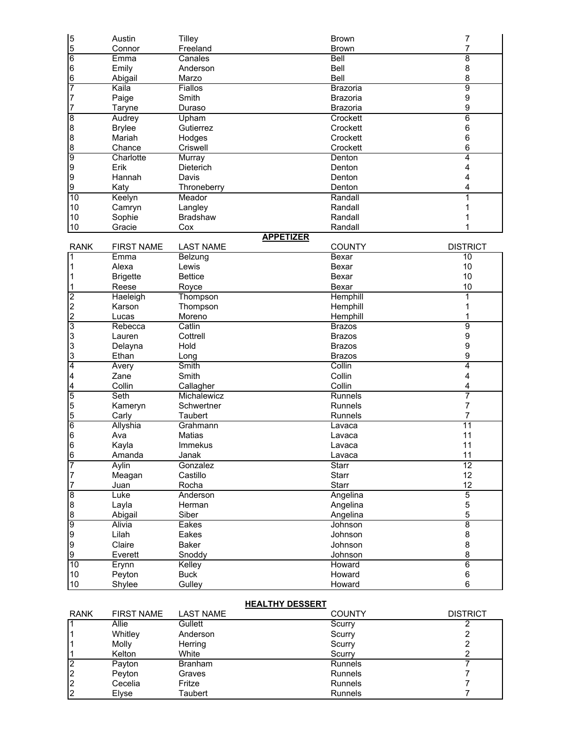| RANK | FIRST NAME | LAST NAME | COUNTY | DISTRICT |
|---|---|---|---|---|
| 5 | Austin | Tilley | Brown | 7 |
| 5 | Connor | Freeland | Brown | 7 |
| 6 | Emma | Canales | Bell | 8 |
| 6 | Emily | Anderson | Bell | 8 |
| 6 | Abigail | Marzo | Bell | 8 |
| 7 | Kaila | Fiallos | Brazoria | 9 |
| 7 | Paige | Smith | Brazoria | 9 |
| 7 | Taryne | Duraso | Brazoria | 9 |
| 8 | Audrey | Upham | Crockett | 6 |
| 8 | Brylee | Gutierrez | Crockett | 6 |
| 8 | Mariah | Hodges | Crockett | 6 |
| 8 | Chance | Criswell | Crockett | 6 |
| 9 | Charlotte | Murray | Denton | 4 |
| 9 | Erik | Dieterich | Denton | 4 |
| 9 | Hannah | Davis | Denton | 4 |
| 9 | Katy | Throneberry | Denton | 4 |
| 10 | Keelyn | Meador | Randall | 1 |
| 10 | Camryn | Langley | Randall | 1 |
| 10 | Sophie | Bradshaw | Randall | 1 |
| 10 | Gracie | Cox | Randall | 1 |

## APPETIZER

| RANK | FIRST NAME | LAST NAME | COUNTY | DISTRICT |
|---|---|---|---|---|
| 1 | Emma | Belzung | Bexar | 10 |
| 1 | Alexa | Lewis | Bexar | 10 |
| 1 | Brigette | Bettice | Bexar | 10 |
| 1 | Reese | Royce | Bexar | 10 |
| 2 | Haeleigh | Thompson | Hemphill | 1 |
| 2 | Karson | Thompson | Hemphill | 1 |
| 2 | Lucas | Moreno | Hemphill | 1 |
| 3 | Rebecca | Catlin | Brazos | 9 |
| 3 | Lauren | Cottrell | Brazos | 9 |
| 3 | Delayna | Hold | Brazos | 9 |
| 3 | Ethan | Long | Brazos | 9 |
| 4 | Avery | Smith | Collin | 4 |
| 4 | Zane | Smith | Collin | 4 |
| 4 | Collin | Callagher | Collin | 4 |
| 5 | Seth | Michalewicz | Runnels | 7 |
| 5 | Kameryn | Schwertner | Runnels | 7 |
| 5 | Carly | Taubert | Runnels | 7 |
| 6 | Allyshia | Grahmann | Lavaca | 11 |
| 6 | Ava | Matias | Lavaca | 11 |
| 6 | Kayla | Immekus | Lavaca | 11 |
| 6 | Amanda | Janak | Lavaca | 11 |
| 7 | Aylin | Gonzalez | Starr | 12 |
| 7 | Meagan | Castillo | Starr | 12 |
| 7 | Juan | Rocha | Starr | 12 |
| 8 | Luke | Anderson | Angelina | 5 |
| 8 | Layla | Herman | Angelina | 5 |
| 8 | Abigail | Siber | Angelina | 5 |
| 9 | Alivia | Eakes | Johnson | 8 |
| 9 | Lilah | Eakes | Johnson | 8 |
| 9 | Claire | Baker | Johnson | 8 |
| 9 | Everett | Snoddy | Johnson | 8 |
| 10 | Erynn | Kelley | Howard | 6 |
| 10 | Peyton | Buck | Howard | 6 |
| 10 | Shylee | Gulley | Howard | 6 |

## HEALTHY DESSERT

| RANK | FIRST NAME | LAST NAME | COUNTY | DISTRICT |
|---|---|---|---|---|
| 1 | Allie | Gullett | Scurry | 2 |
| 1 | Whitley | Anderson | Scurry | 2 |
| 1 | Molly | Herring | Scurry | 2 |
| 1 | Kelton | White | Scurry | 2 |
| 2 | Payton | Branham | Runnels | 7 |
| 2 | Peyton | Graves | Runnels | 7 |
| 2 | Cecelia | Fritze | Runnels | 7 |
| 2 | Elyse | Taubert | Runnels | 7 |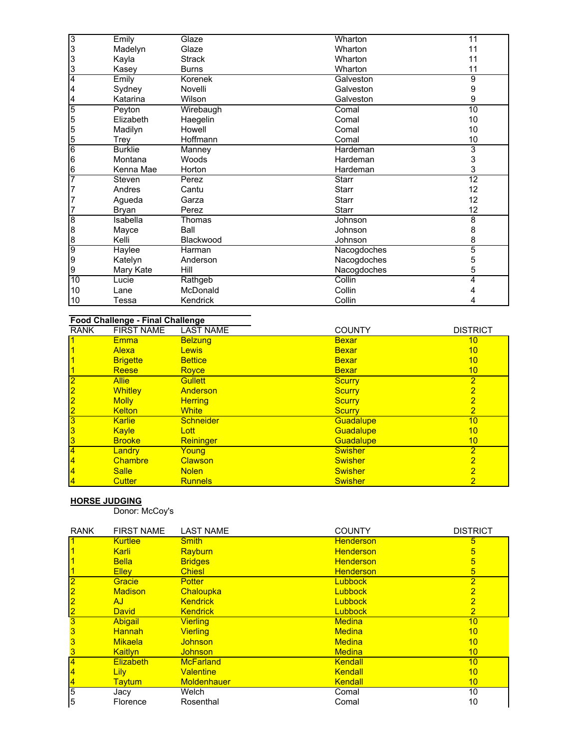| RANK | FIRST NAME | LAST NAME | COUNTY | DISTRICT |
|---|---|---|---|---|
| 3 | Emily | Glaze | Wharton | 11 |
| 3 | Madelyn | Glaze | Wharton | 11 |
| 3 | Kayla | Strack | Wharton | 11 |
| 3 | Kasey | Burns | Wharton | 11 |
| 4 | Emily | Korenek | Galveston | 9 |
| 4 | Sydney | Novelli | Galveston | 9 |
| 4 | Katarina | Wilson | Galveston | 9 |
| 5 | Peyton | Wirebaugh | Comal | 10 |
| 5 | Elizabeth | Haegelin | Comal | 10 |
| 5 | Madilyn | Howell | Comal | 10 |
| 5 | Trey | Hoffmann | Comal | 10 |
| 6 | Burklie | Manney | Hardeman | 3 |
| 6 | Montana | Woods | Hardeman | 3 |
| 6 | Kenna Mae | Horton | Hardeman | 3 |
| 7 | Steven | Perez | Starr | 12 |
| 7 | Andres | Cantu | Starr | 12 |
| 7 | Agueda | Garza | Starr | 12 |
| 7 | Bryan | Perez | Starr | 12 |
| 8 | Isabella | Thomas | Johnson | 8 |
| 8 | Mayce | Ball | Johnson | 8 |
| 8 | Kelli | Blackwood | Johnson | 8 |
| 9 | Haylee | Harman | Nacogdoches | 5 |
| 9 | Katelyn | Anderson | Nacogdoches | 5 |
| 9 | Mary Kate | Hill | Nacogdoches | 5 |
| 10 | Lucie | Rathgeb | Collin | 4 |
| 10 | Lane | McDonald | Collin | 4 |
| 10 | Tessa | Kendrick | Collin | 4 |

**Food Challenge - Final Challenge**

| RANK | FIRST NAME | LAST NAME | COUNTY | DISTRICT |
|---|---|---|---|---|
| 1 | Emma | Belzung | Bexar | 10 |
| 1 | Alexa | Lewis | Bexar | 10 |
| 1 | Brigette | Bettice | Bexar | 10 |
| 1 | Reese | Royce | Bexar | 10 |
| 2 | Allie | Gullett | Scurry | 2 |
| 2 | Whitley | Anderson | Scurry | 2 |
| 2 | Molly | Herring | Scurry | 2 |
| 2 | Kelton | White | Scurry | 2 |
| 3 | Karlie | Schneider | Guadalupe | 10 |
| 3 | Kayle | Lott | Guadalupe | 10 |
| 3 | Brooke | Reininger | Guadalupe | 10 |
| 4 | Landry | Young | Swisher | 2 |
| 4 | Chambre | Clawson | Swisher | 2 |
| 4 | Salle | Nolen | Swisher | 2 |
| 4 | Cutter | Runnels | Swisher | 2 |

**HORSE JUDGING**

Donor: McCoy's

| RANK | FIRST NAME | LAST NAME | COUNTY | DISTRICT |
|---|---|---|---|---|
| 1 | Kurtlee | Smith | Henderson | 5 |
| 1 | Karli | Rayburn | Henderson | 5 |
| 1 | Bella | Bridges | Henderson | 5 |
| 1 | Elley | Chiesl | Henderson | 5 |
| 2 | Gracie | Potter | Lubbock | 2 |
| 2 | Madison | Chaloupka | Lubbock | 2 |
| 2 | AJ | Kendrick | Lubbock | 2 |
| 2 | David | Kendrick | Lubbock | 2 |
| 3 | Abigail | Vierling | Medina | 10 |
| 3 | Hannah | Vierling | Medina | 10 |
| 3 | Mikaela | Johnson | Medina | 10 |
| 3 | Kaitlyn | Johnson | Medina | 10 |
| 4 | Elizabeth | McFarland | Kendall | 10 |
| 4 | Lily | Valentine | Kendall | 10 |
| 4 | Taytum | Moldenhauer | Kendall | 10 |
| 5 | Jacy | Welch | Comal | 10 |
| 5 | Florence | Rosenthal | Comal | 10 |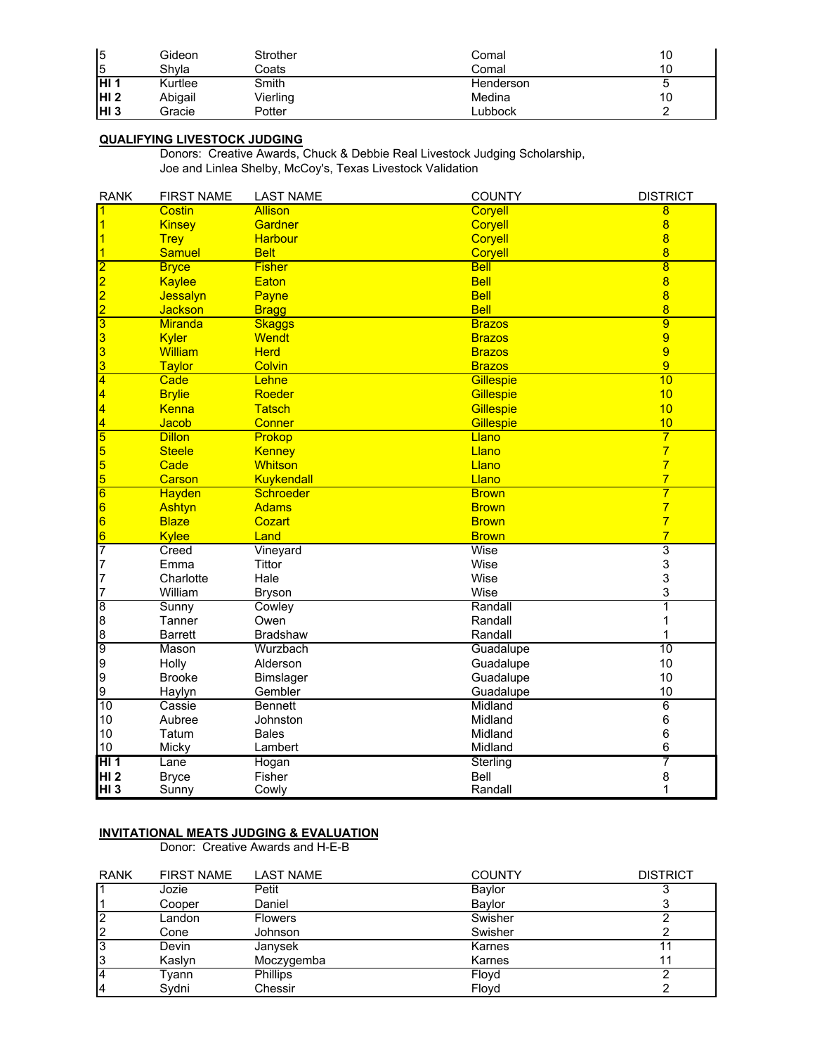| | | | | |
|---|---|---|---|---|
| 5 | Gideon | Strother | Comal | 10 |
| 5 | Shyla | Coats | Comal | 10 |
| **HI 1** | Kurtlee | Smith | Henderson | 5 |
| **HI 2** | Abigail | Vierling | Medina | 10 |
| **HI 3** | Gracie | Potter | Lubbock | 2 |

**QUALIFYING LIVESTOCK JUDGING**

Donors: Creative Awards, Chuck & Debbie Real Livestock Judging Scholarship, Joe and Linlea Shelby, McCoy's, Texas Livestock Validation

| RANK | FIRST NAME | LAST NAME | COUNTY | DISTRICT |
|---|---|---|---|---|
| 1 | Costin | Allison | Coryell | 8 |
| 1 | Kinsey | Gardner | Coryell | 8 |
| 1 | Trey | Harbour | Coryell | 8 |
| 1 | Samuel | Belt | Coryell | 8 |
| 2 | Bryce | Fisher | Bell | 8 |
| 2 | Kaylee | Eaton | Bell | 8 |
| 2 | Jessalyn | Payne | Bell | 8 |
| 2 | Jackson | Bragg | Bell | 8 |
| 3 | Miranda | Skaggs | Brazos | 9 |
| 3 | Kyler | Wendt | Brazos | 9 |
| 3 | William | Herd | Brazos | 9 |
| 3 | Taylor | Colvin | Brazos | 9 |
| 4 | Cade | Lehne | Gillespie | 10 |
| 4 | Brylie | Roeder | Gillespie | 10 |
| 4 | Kenna | Tatsch | Gillespie | 10 |
| 4 | Jacob | Conner | Gillespie | 10 |
| 5 | Dillon | Prokop | Llano | 7 |
| 5 | Steele | Kenney | Llano | 7 |
| 5 | Cade | Whitson | Llano | 7 |
| 5 | Carson | Kuykendall | Llano | 7 |
| 6 | Hayden | Schroeder | Brown | 7 |
| 6 | Ashtyn | Adams | Brown | 7 |
| 6 | Blaze | Cozart | Brown | 7 |
| 6 | Kylee | Land | Brown | 7 |
| 7 | Creed | Vineyard | Wise | 3 |
| 7 | Emma | Tittor | Wise | 3 |
| 7 | Charlotte | Hale | Wise | 3 |
| 7 | William | Bryson | Wise | 3 |
| 8 | Sunny | Cowley | Randall | 1 |
| 8 | Tanner | Owen | Randall | 1 |
| 8 | Barrett | Bradshaw | Randall | 1 |
| 9 | Mason | Wurzbach | Guadalupe | 10 |
| 9 | Holly | Alderson | Guadalupe | 10 |
| 9 | Brooke | Bimslager | Guadalupe | 10 |
| 9 | Haylyn | Gembler | Guadalupe | 10 |
| 10 | Cassie | Bennett | Midland | 6 |
| 10 | Aubree | Johnston | Midland | 6 |
| 10 | Tatum | Bales | Midland | 6 |
| 10 | Micky | Lambert | Midland | 6 |
| **HI 1** | Lane | Hogan | Sterling | 7 |
| **HI 2** | Bryce | Fisher | Bell | 8 |
| **HI 3** | Sunny | Cowly | Randall | 1 |

**INVITATIONAL MEATS JUDGING & EVALUATION**

Donor: Creative Awards and H-E-B

| RANK | FIRST NAME | LAST NAME | COUNTY | DISTRICT |
|---|---|---|---|---|
| 1 | Jozie | Petit | Baylor | 3 |
| 1 | Cooper | Daniel | Baylor | 3 |
| 2 | Landon | Flowers | Swisher | 2 |
| 2 | Cone | Johnson | Swisher | 2 |
| 3 | Devin | Janysek | Karnes | 11 |
| 3 | Kaslyn | Moczygemba | Karnes | 11 |
| 4 | Tyann | Phillips | Floyd | 2 |
| 4 | Sydni | Chessir | Floyd | 2 |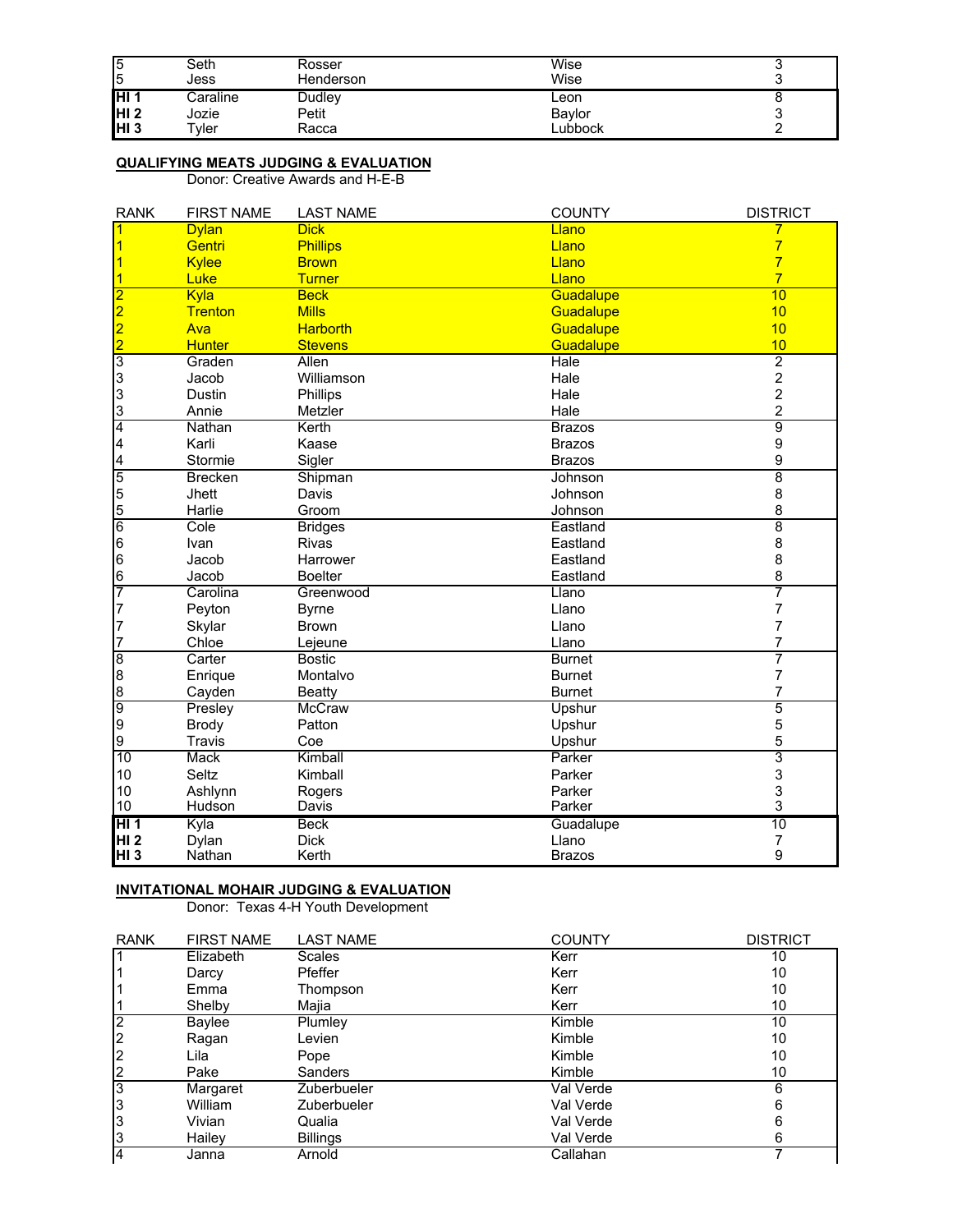| | | | | |
|---|---|---|---|---|
| 5 | Seth | Rosser | Wise | 3 |
| 5 | Jess | Henderson | Wise | 3 |
| **HI 1** | Caraline | Dudley | Leon | 8 |
| **HI 2** | Jozie | Petit | Baylor | 3 |
| **HI 3** | Tyler | Racca | Lubbock | 2 |

**QUALIFYING MEATS JUDGING & EVALUATION**

Donor: Creative Awards and H-E-B

| RANK | FIRST NAME | LAST NAME | COUNTY | DISTRICT |
|---|---|---|---|---|
| 1 | Dylan | Dick | Llano | 7 |
| 1 | Gentri | Phillips | Llano | 7 |
| 1 | Kylee | Brown | Llano | 7 |
| 1 | Luke | Turner | Llano | 7 |
| 2 | Kyla | Beck | Guadalupe | 10 |
| 2 | Trenton | Mills | Guadalupe | 10 |
| 2 | Ava | Harborth | Guadalupe | 10 |
| 2 | Hunter | Stevens | Guadalupe | 10 |
| 3 | Graden | Allen | Hale | 2 |
| 3 | Jacob | Williamson | Hale | 2 |
| 3 | Dustin | Phillips | Hale | 2 |
| 3 | Annie | Metzler | Hale | 2 |
| 4 | Nathan | Kerth | Brazos | 9 |
| 4 | Karli | Kaase | Brazos | 9 |
| 4 | Stormie | Sigler | Brazos | 9 |
| 5 | Brecken | Shipman | Johnson | 8 |
| 5 | Jhett | Davis | Johnson | 8 |
| 5 | Harlie | Groom | Johnson | 8 |
| 6 | Cole | Bridges | Eastland | 8 |
| 6 | Ivan | Rivas | Eastland | 8 |
| 6 | Jacob | Harrower | Eastland | 8 |
| 6 | Jacob | Boelter | Eastland | 8 |
| 7 | Carolina | Greenwood | Llano | 7 |
| 7 | Peyton | Byrne | Llano | 7 |
| 7 | Skylar | Brown | Llano | 7 |
| 7 | Chloe | Lejeune | Llano | 7 |
| 8 | Carter | Bostic | Burnet | 7 |
| 8 | Enrique | Montalvo | Burnet | 7 |
| 8 | Cayden | Beatty | Burnet | 7 |
| 9 | Presley | McCraw | Upshur | 5 |
| 9 | Brody | Patton | Upshur | 5 |
| 9 | Travis | Coe | Upshur | 5 |
| 10 | Mack | Kimball | Parker | 3 |
| 10 | Seltz | Kimball | Parker | 3 |
| 10 | Ashlynn | Rogers | Parker | 3 |
| 10 | Hudson | Davis | Parker | 3 |
| **HI 1** | Kyla | Beck | Guadalupe | 10 |
| **HI 2** | Dylan | Dick | Llano | 7 |
| **HI 3** | Nathan | Kerth | Brazos | 9 |

**INVITATIONAL MOHAIR JUDGING & EVALUATION**

Donor: Texas 4-H Youth Development

| RANK | FIRST NAME | LAST NAME | COUNTY | DISTRICT |
|---|---|---|---|---|
| 1 | Elizabeth | Scales | Kerr | 10 |
| 1 | Darcy | Pfeffer | Kerr | 10 |
| 1 | Emma | Thompson | Kerr | 10 |
| 1 | Shelby | Majia | Kerr | 10 |
| 2 | Baylee | Plumley | Kimble | 10 |
| 2 | Ragan | Levien | Kimble | 10 |
| 2 | Lila | Pope | Kimble | 10 |
| 2 | Pake | Sanders | Kimble | 10 |
| 3 | Margaret | Zuberbueler | Val Verde | 6 |
| 3 | William | Zuberbueler | Val Verde | 6 |
| 3 | Vivian | Qualia | Val Verde | 6 |
| 3 | Hailey | Billings | Val Verde | 6 |
| 4 | Janna | Arnold | Callahan | 7 |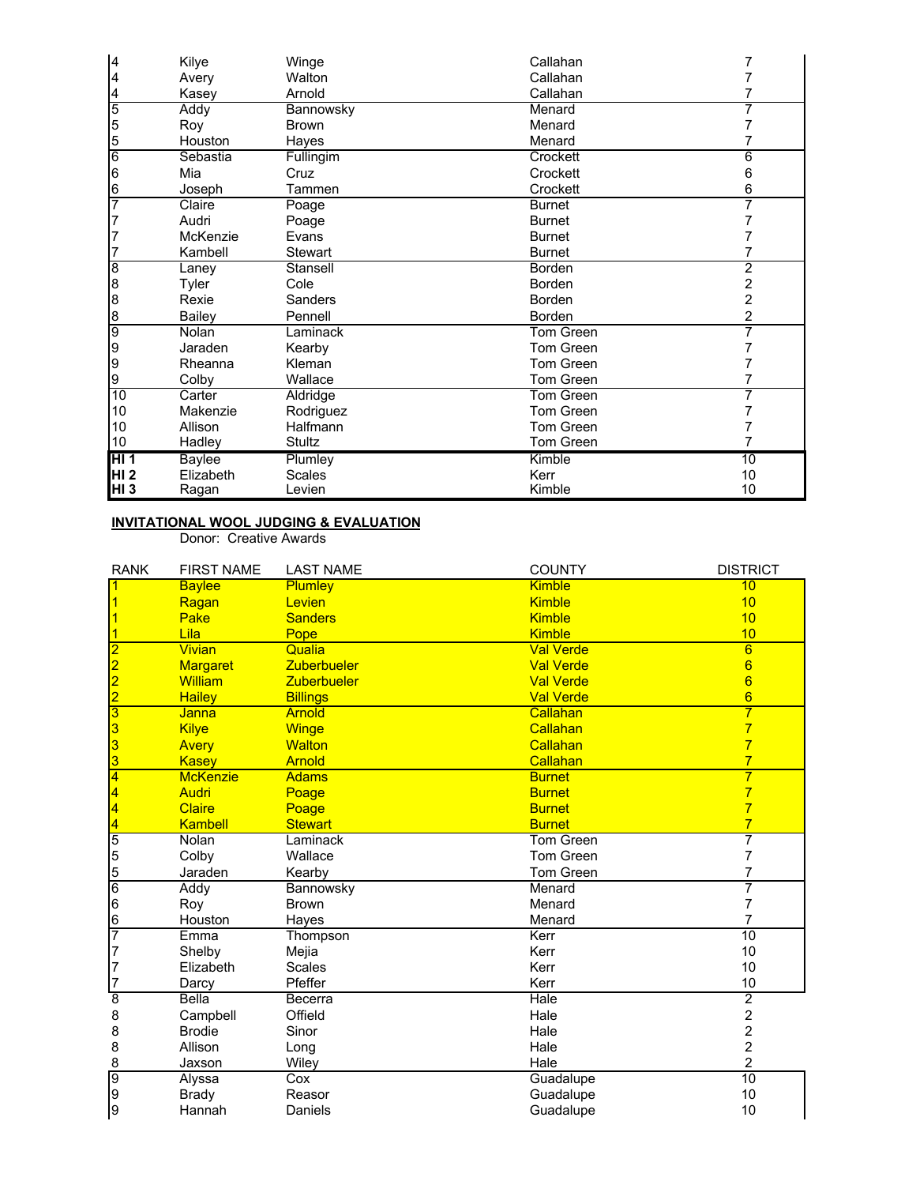| | | | | |
|---|---|---|---|---|
| 4 | Kilye | Winge | Callahan | 7 |
| 4 | Avery | Walton | Callahan | 7 |
| 4 | Kasey | Arnold | Callahan | 7 |
| 5 | Addy | Bannowsky | Menard | 7 |
| 5 | Roy | Brown | Menard | 7 |
| 5 | Houston | Hayes | Menard | 7 |
| 6 | Sebastia | Fullingim | Crockett | 6 |
| 6 | Mia | Cruz | Crockett | 6 |
| 6 | Joseph | Tammen | Crockett | 6 |
| 7 | Claire | Poage | Burnet | 7 |
| 7 | Audri | Poage | Burnet | 7 |
| 7 | McKenzie | Evans | Burnet | 7 |
| 7 | Kambell | Stewart | Burnet | 7 |
| 8 | Laney | Stansell | Borden | 2 |
| 8 | Tyler | Cole | Borden | 2 |
| 8 | Rexie | Sanders | Borden | 2 |
| 8 | Bailey | Pennell | Borden | 2 |
| 9 | Nolan | Laminack | Tom Green | 7 |
| 9 | Jaraden | Kearby | Tom Green | 7 |
| 9 | Rheanna | Kleman | Tom Green | 7 |
| 9 | Colby | Wallace | Tom Green | 7 |
| 10 | Carter | Aldridge | Tom Green | 7 |
| 10 | Makenzie | Rodriguez | Tom Green | 7 |
| 10 | Allison | Halfmann | Tom Green | 7 |
| 10 | Hadley | Stultz | Tom Green | 7 |
| **HI 1** | Baylee | Plumley | Kimble | 10 |
| **HI 2** | Elizabeth | Scales | Kerr | 10 |
| **HI 3** | Ragan | Levien | Kimble | 10 |

**INVITATIONAL WOOL JUDGING & EVALUATION**

Donor: Creative Awards

| RANK | FIRST NAME | LAST NAME | COUNTY | DISTRICT |
|---|---|---|---|---|
| 1 | Baylee | Plumley | Kimble | 10 |
| 1 | Ragan | Levien | Kimble | 10 |
| 1 | Pake | Sanders | Kimble | 10 |
| 1 | Lila | Pope | Kimble | 10 |
| 2 | Vivian | Qualia | Val Verde | 6 |
| 2 | Margaret | Zuberbueler | Val Verde | 6 |
| 2 | William | Zuberbueler | Val Verde | 6 |
| 2 | Hailey | Billings | Val Verde | 6 |
| 3 | Janna | Arnold | Callahan | 7 |
| 3 | Kilye | Winge | Callahan | 7 |
| 3 | Avery | Walton | Callahan | 7 |
| 3 | Kasey | Arnold | Callahan | 7 |
| 4 | McKenzie | Adams | Burnet | 7 |
| 4 | Audri | Poage | Burnet | 7 |
| 4 | Claire | Poage | Burnet | 7 |
| 4 | Kambell | Stewart | Burnet | 7 |
| 5 | Nolan | Laminack | Tom Green | 7 |
| 5 | Colby | Wallace | Tom Green | 7 |
| 5 | Jaraden | Kearby | Tom Green | 7 |
| 6 | Addy | Bannowsky | Menard | 7 |
| 6 | Roy | Brown | Menard | 7 |
| 6 | Houston | Hayes | Menard | 7 |
| 7 | Emma | Thompson | Kerr | 10 |
| 7 | Shelby | Mejia | Kerr | 10 |
| 7 | Elizabeth | Scales | Kerr | 10 |
| 7 | Darcy | Pfeffer | Kerr | 10 |
| 8 | Bella | Becerra | Hale | 2 |
| 8 | Campbell | Offield | Hale | 2 |
| 8 | Brodie | Sinor | Hale | 2 |
| 8 | Allison | Long | Hale | 2 |
| 8 | Jaxson | Wiley | Hale | 2 |
| 9 | Alyssa | Cox | Guadalupe | 10 |
| 9 | Brady | Reasor | Guadalupe | 10 |
| 9 | Hannah | Daniels | Guadalupe | 10 |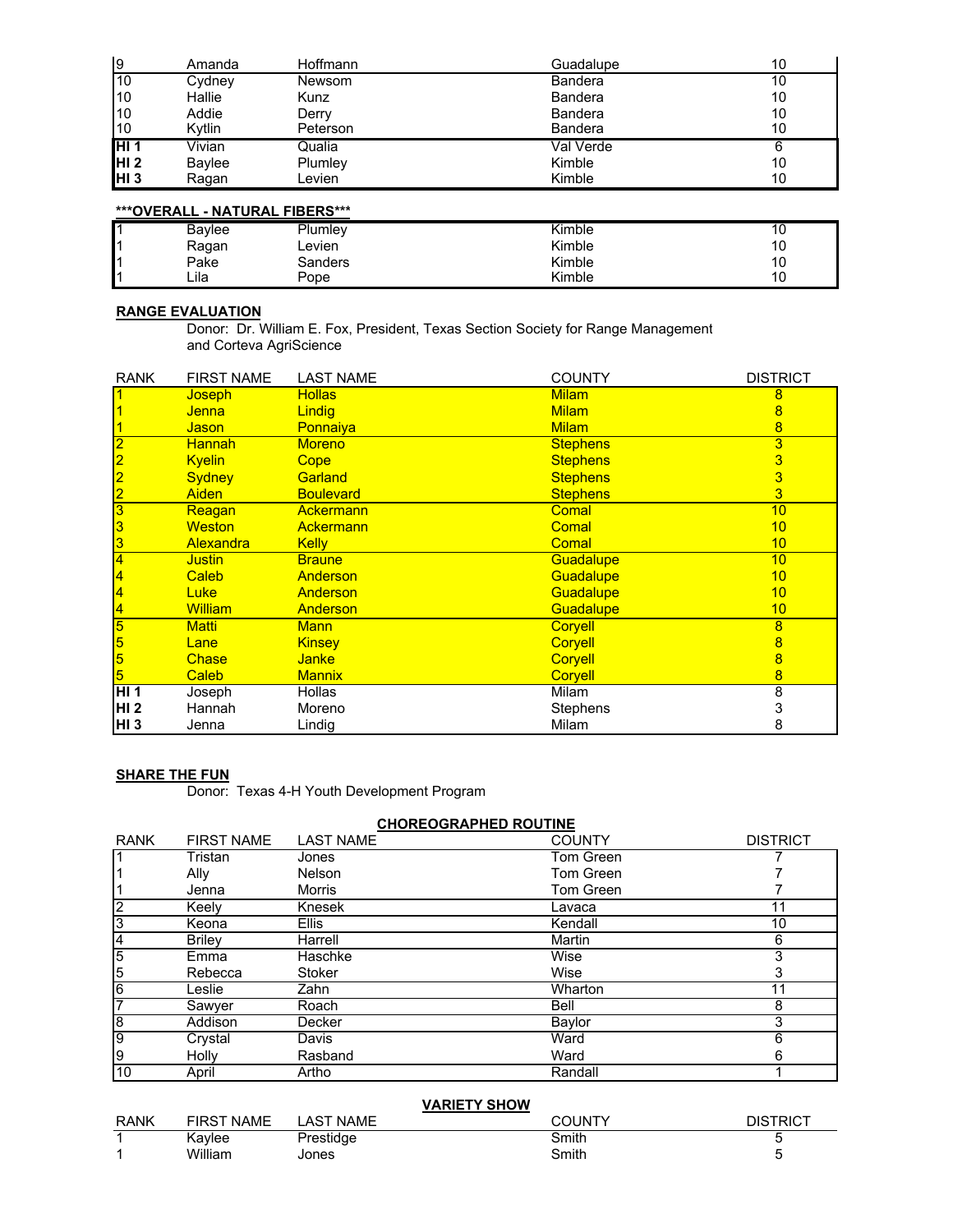| | | | | |
|---|---|---|---|---|
| 9 | Amanda | Hoffmann | Guadalupe | 10 |
| 10 | Cydney | Newsom | Bandera | 10 |
| 10 | Hallie | Kunz | Bandera | 10 |
| 10 | Addie | Derry | Bandera | 10 |
| 10 | Kytlin | Peterson | Bandera | 10 |
| **HI 1** | Vivian | Qualia | Val Verde | 6 |
| **HI 2** | Baylee | Plumley | Kimble | 10 |
| **HI 3** | Ragan | Levien | Kimble | 10 |

**\*\*\*OVERALL - NATURAL FIBERS\*\*\***

| | | | | |
|---|---|---|---|---|
| 1 | Baylee | Plumley | Kimble | 10 |
| 1 | Ragan | Levien | Kimble | 10 |
| 1 | Pake | Sanders | Kimble | 10 |
| 1 | Lila | Pope | Kimble | 10 |

## RANGE EVALUATION

Donor: Dr. William E. Fox, President, Texas Section Society for Range Management and Corteva AgriScience

| RANK | FIRST NAME | LAST NAME | COUNTY | DISTRICT |
|---|---|---|---|---|
| 1 | Joseph | Hollas | Milam | 8 |
| 1 | Jenna | Lindig | Milam | 8 |
| 1 | Jason | Ponnaiya | Milam | 8 |
| 2 | Hannah | Moreno | Stephens | 3 |
| 2 | Kyelin | Cope | Stephens | 3 |
| 2 | Sydney | Garland | Stephens | 3 |
| 2 | Aiden | Boulevard | Stephens | 3 |
| 3 | Reagan | Ackermann | Comal | 10 |
| 3 | Weston | Ackermann | Comal | 10 |
| 3 | Alexandra | Kelly | Comal | 10 |
| 4 | Justin | Braune | Guadalupe | 10 |
| 4 | Caleb | Anderson | Guadalupe | 10 |
| 4 | Luke | Anderson | Guadalupe | 10 |
| 4 | William | Anderson | Guadalupe | 10 |
| 5 | Matti | Mann | Coryell | 8 |
| 5 | Lane | Kinsey | Coryell | 8 |
| 5 | Chase | Janke | Coryell | 8 |
| 5 | Caleb | Mannix | Coryell | 8 |
| **HI 1** | Joseph | Hollas | Milam | 8 |
| **HI 2** | Hannah | Moreno | Stephens | 3 |
| **HI 3** | Jenna | Lindig | Milam | 8 |

## SHARE THE FUN

Donor: Texas 4-H Youth Development Program

**CHOREOGRAPHED ROUTINE**

| RANK | FIRST NAME | LAST NAME | COUNTY | DISTRICT |
|---|---|---|---|---|
| 1 | Tristan | Jones | Tom Green | 7 |
| 1 | Ally | Nelson | Tom Green | 7 |
| 1 | Jenna | Morris | Tom Green | 7 |
| 2 | Keely | Knesek | Lavaca | 11 |
| 3 | Keona | Ellis | Kendall | 10 |
| 4 | Briley | Harrell | Martin | 6 |
| 5 | Emma | Haschke | Wise | 3 |
| 5 | Rebecca | Stoker | Wise | 3 |
| 6 | Leslie | Zahn | Wharton | 11 |
| 7 | Sawyer | Roach | Bell | 8 |
| 8 | Addison | Decker | Baylor | 3 |
| 9 | Crystal | Davis | Ward | 6 |
| 9 | Holly | Rasband | Ward | 6 |
| 10 | April | Artho | Randall | 1 |

**VARIETY SHOW**

| RANK | FIRST NAME | LAST NAME | COUNTY | DISTRICT |
|---|---|---|---|---|
| 1 | Kaylee | Prestidge | Smith | 5 |
| 1 | William | Jones | Smith | 5 |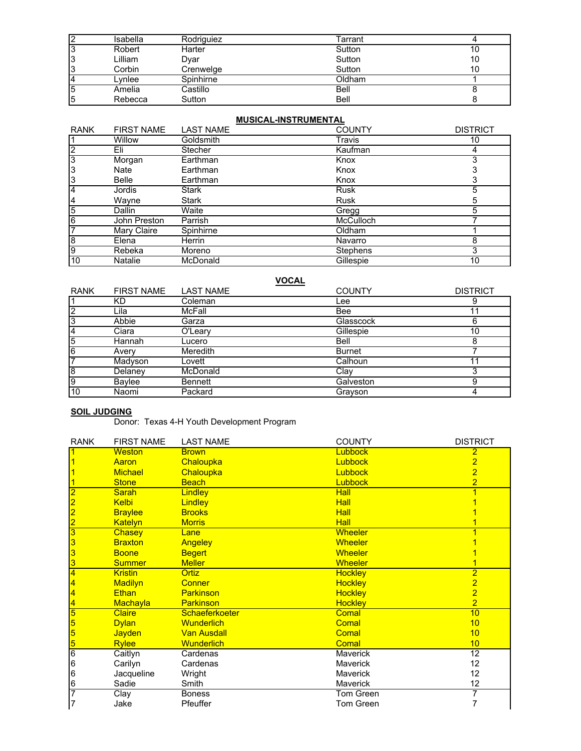| | | | | |
|---|---|---|---|---|
| 2 | Isabella | Rodriguiez | Tarrant | 4 |
| 3 | Robert | Harter | Sutton | 10 |
| 3 | Lilliam | Dyar | Sutton | 10 |
| 3 | Corbin | Crenwelge | Sutton | 10 |
| 4 | Lynlee | Spinhirne | Oldham | 1 |
| 5 | Amelia | Castillo | Bell | 8 |
| 5 | Rebecca | Sutton | Bell | 8 |

**MUSICAL-INSTRUMENTAL**

| RANK | FIRST NAME | LAST NAME | COUNTY | DISTRICT |
|---|---|---|---|---|
| 1 | Willow | Goldsmith | Travis | 10 |
| 2 | Eli | Stecher | Kaufman | 4 |
| 3 | Morgan | Earthman | Knox | 3 |
| 3 | Nate | Earthman | Knox | 3 |
| 3 | Belle | Earthman | Knox | 3 |
| 4 | Jordis | Stark | Rusk | 5 |
| 4 | Wayne | Stark | Rusk | 5 |
| 5 | Dallin | Waite | Gregg | 5 |
| 6 | John Preston | Parrish | McCulloch | 7 |
| 7 | Mary Claire | Spinhirne | Oldham | 1 |
| 8 | Elena | Herrin | Navarro | 8 |
| 9 | Rebeka | Moreno | Stephens | 3 |
| 10 | Natalie | McDonald | Gillespie | 10 |

**VOCAL**

| RANK | FIRST NAME | LAST NAME | COUNTY | DISTRICT |
|---|---|---|---|---|
| 1 | KD | Coleman | Lee | 9 |
| 2 | Lila | McFall | Bee | 11 |
| 3 | Abbie | Garza | Glasscock | 6 |
| 4 | Ciara | O'Leary | Gillespie | 10 |
| 5 | Hannah | Lucero | Bell | 8 |
| 6 | Avery | Meredith | Burnet | 7 |
| 7 | Madyson | Lovett | Calhoun | 11 |
| 8 | Delaney | McDonald | Clay | 3 |
| 9 | Baylee | Bennett | Galveston | 9 |
| 10 | Naomi | Packard | Grayson | 4 |

**SOIL JUDGING**

Donor: Texas 4-H Youth Development Program

| RANK | FIRST NAME | LAST NAME | COUNTY | DISTRICT |
|---|---|---|---|---|
| 1 | Weston | Brown | Lubbock | 2 |
| 1 | Aaron | Chaloupka | Lubbock | 2 |
| 1 | Michael | Chaloupka | Lubbock | 2 |
| 1 | Stone | Beach | Lubbock | 2 |
| 2 | Sarah | Lindley | Hall | 1 |
| 2 | Kelbi | Lindley | Hall | 1 |
| 2 | Braylee | Brooks | Hall | 1 |
| 2 | Katelyn | Morris | Hall | 1 |
| 3 | Chasey | Lane | Wheeler | 1 |
| 3 | Braxton | Angeley | Wheeler | 1 |
| 3 | Boone | Begert | Wheeler | 1 |
| 3 | Summer | Meller | Wheeler | 1 |
| 4 | Kristin | Ortiz | Hockley | 2 |
| 4 | Madilyn | Conner | Hockley | 2 |
| 4 | Ethan | Parkinson | Hockley | 2 |
| 4 | Machayla | Parkinson | Hockley | 2 |
| 5 | Claire | Schaeferkoeter | Comal | 10 |
| 5 | Dylan | Wunderlich | Comal | 10 |
| 5 | Jayden | Van Ausdall | Comal | 10 |
| 5 | Rylee | Wunderlich | Comal | 10 |
| 6 | Caitlyn | Cardenas | Maverick | 12 |
| 6 | Carilyn | Cardenas | Maverick | 12 |
| 6 | Jacqueline | Wright | Maverick | 12 |
| 6 | Sadie | Smith | Maverick | 12 |
| 7 | Clay | Boness | Tom Green | 7 |
| 7 | Jake | Pfeuffer | Tom Green | 7 |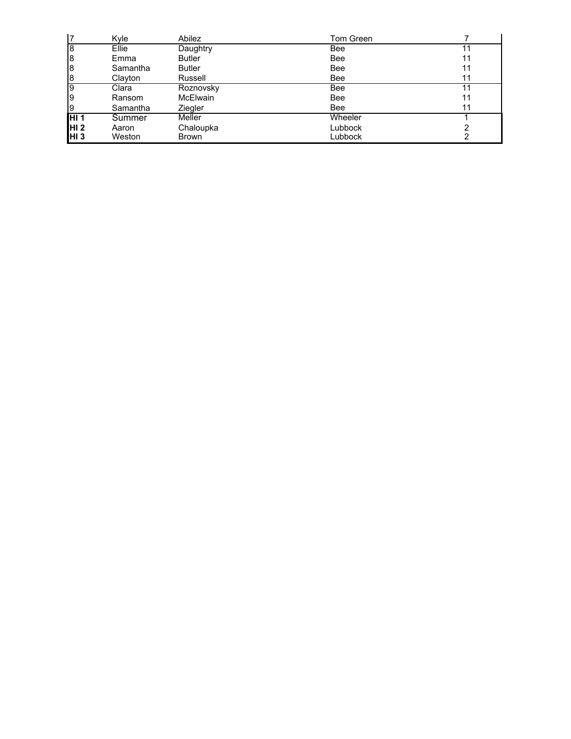| | | | | |
|---|---|---|---|---|
| 7 | Kyle | Abilez | Tom Green | 7 |
| 8 | Ellie | Daughtry | Bee | 11 |
| 8 | Emma | Butler | Bee | 11 |
| 8 | Samantha | Butler | Bee | 11 |
| 8 | Clayton | Russell | Bee | 11 |
| 9 | Clara | Roznovsky | Bee | 11 |
| 9 | Ransom | McElwain | Bee | 11 |
| 9 | Samantha | Ziegler | Bee | 11 |
| **HI 1** | Summer | Meller | Wheeler | 1 |
| **HI 2** | Aaron | Chaloupka | Lubbock | 2 |
| **HI 3** | Weston | Brown | Lubbock | 2 |